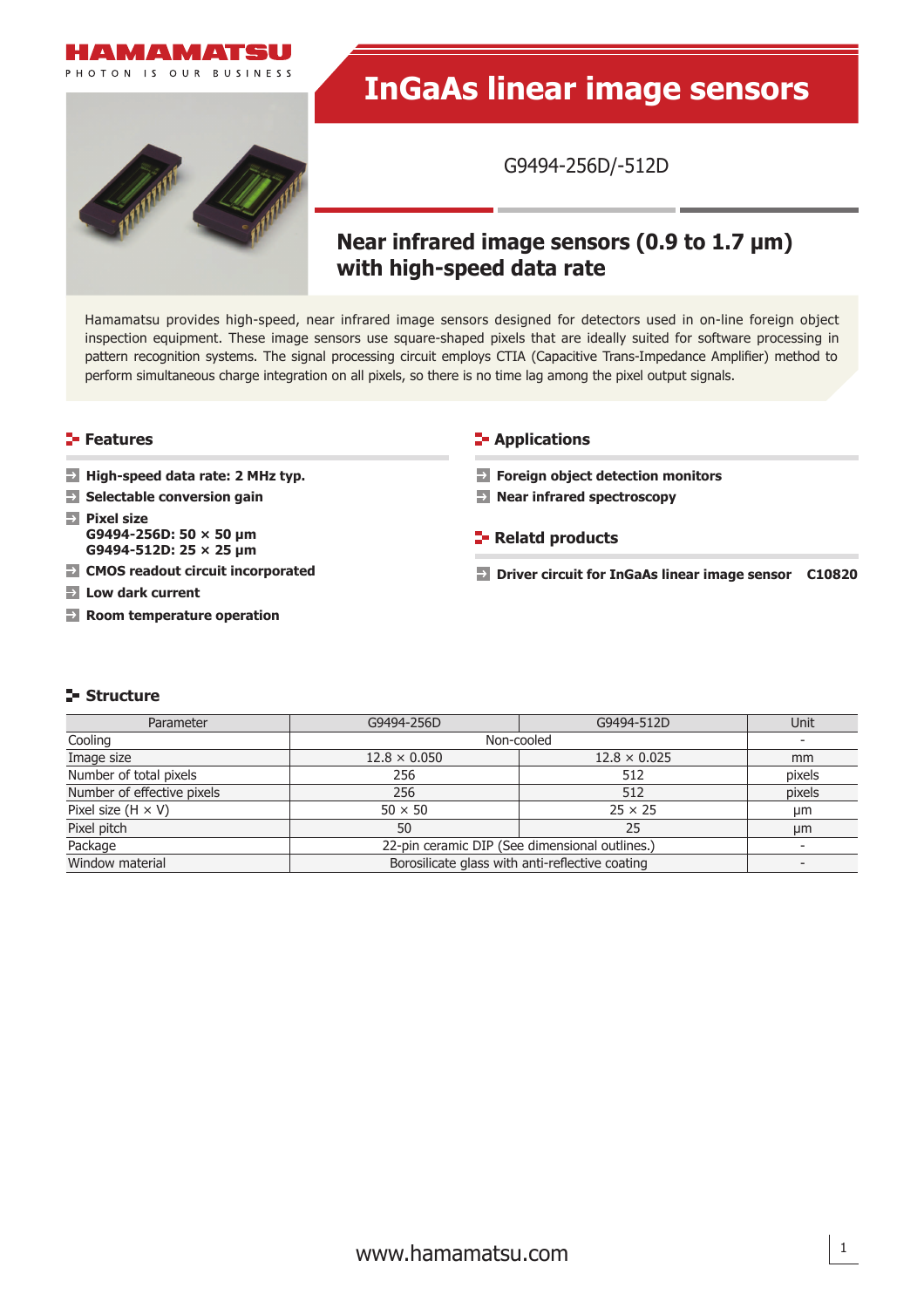# InGaAs linear image sensors

G9494-256D/-512D

## Near infrared image sensors (0.9 to 1.7 μm) with high-speed data rate

Hamamatsu provides high-speed, near infrared image sensors designed for detectors used in on-line foreign object inspection equipment. These image sensors use square-shaped pixels that are ideally suited for software processing in pattern recognition systems. The signal processing circuit employs CTIA (Capacitive Trans-Impedance Amplifier) method to perform simultaneous charge integration on all pixels, so there is no time lag among the pixel output signals.

### Features

- **High-speed data rate: 2 MHz typ.**
- **Selectable conversion gain**
- **Pixel size**
  **G9494-256D: 50 × 50 μm**
  **G9494-512D: 25 × 25 μm**
- **CMOS readout circuit incorporated**
- **Low dark current**
- **Room temperature operation**

### Applications

- **Foreign object detection monitors**
- **Near infrared spectroscopy**

### Relatd products

- **Driver circuit for InGaAs linear image sensor C10820**

### Structure

| Parameter | G9494-256D | G9494-512D | Unit |
|---|---|---|---|
| Cooling | Non-cooled | | - |
| Image size | 12.8 × 0.050 | 12.8 × 0.025 | mm |
| Number of total pixels | 256 | 512 | pixels |
| Number of effective pixels | 256 | 512 | pixels |
| Pixel size (H × V) | 50 × 50 | 25 × 25 | μm |
| Pixel pitch | 50 | 25 | μm |
| Package | 22-pin ceramic DIP (See dimensional outlines.) | | - |
| Window material | Borosilicate glass with anti-reflective coating | | - |

www.hamamatsu.com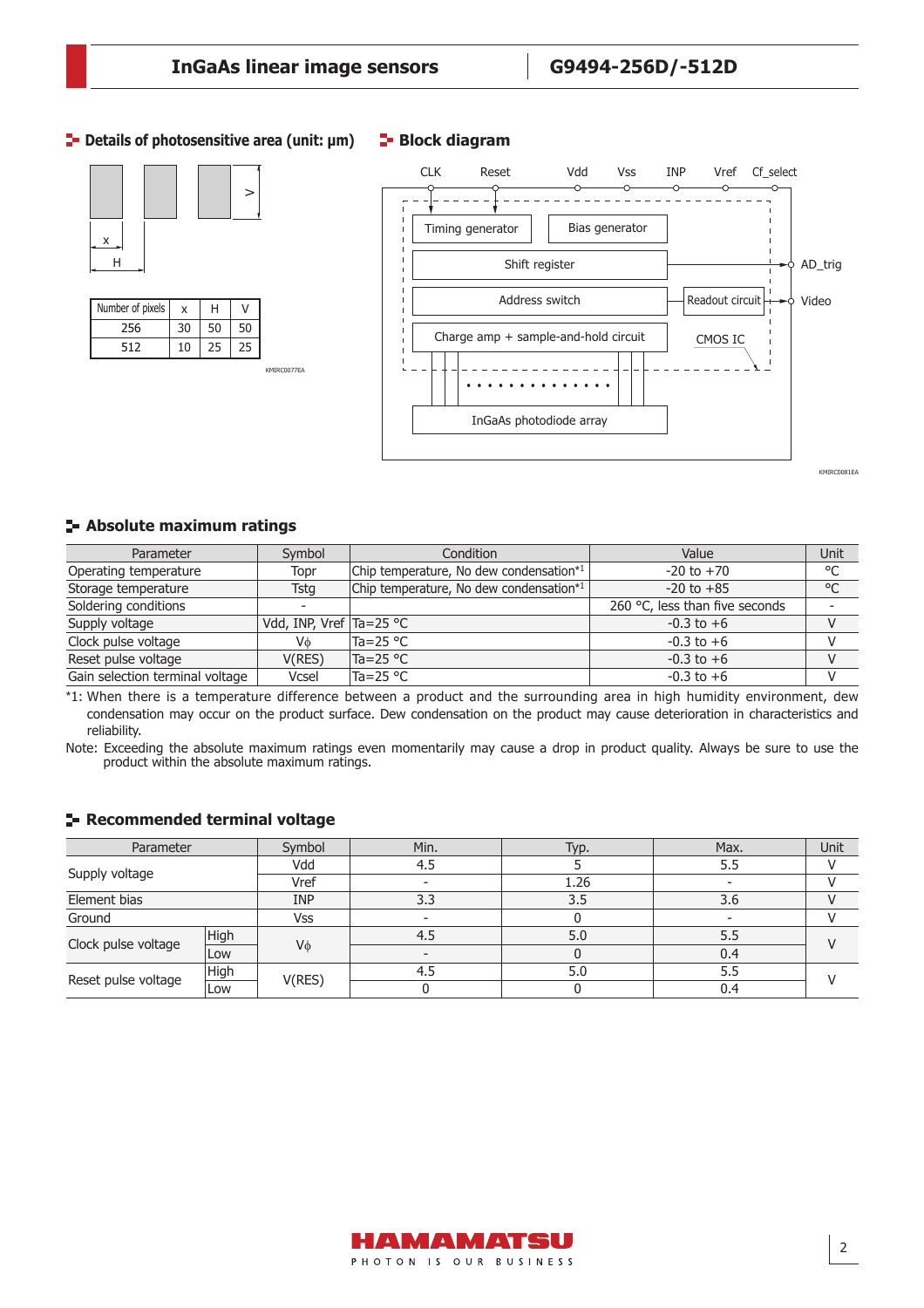## Details of photosensitive area (unit: μm)

| Number of pixels | x | H | V |
|---|---|---|---|
| 256 | 30 | 50 | 50 |
| 512 | 10 | 25 | 25 |

KMIRC0077EA

## Block diagram

KMIRC0081EA

## Absolute maximum ratings

| Parameter | Symbol | Condition | Value | Unit |
|---|---|---|---|---|
| Operating temperature | Topr | Chip temperature, No dew condensation*1 | -20 to +70 | °C |
| Storage temperature | Tstg | Chip temperature, No dew condensation*1 | -20 to +85 | °C |
| Soldering conditions | - | | 260 °C, less than five seconds | - |
| Supply voltage | Vdd, INP, Vref | Ta=25 °C | -0.3 to +6 | V |
| Clock pulse voltage | Vϕ | Ta=25 °C | -0.3 to +6 | V |
| Reset pulse voltage | V(RES) | Ta=25 °C | -0.3 to +6 | V |
| Gain selection terminal voltage | Vcsel | Ta=25 °C | -0.3 to +6 | V |

*1: When there is a temperature difference between a product and the surrounding area in high humidity environment, dew condensation may occur on the product surface. Dew condensation on the product may cause deterioration in characteristics and reliability.

Note: Exceeding the absolute maximum ratings even momentarily may cause a drop in product quality. Always be sure to use the product within the absolute maximum ratings.

## Recommended terminal voltage

| Parameter | | Symbol | Min. | Typ. | Max. | Unit |
|---|---|---|---|---|---|---|
| Supply voltage | | Vdd | 4.5 | 5 | 5.5 | V |
| | | Vref | - | 1.26 | - | V |
| Element bias | | INP | 3.3 | 3.5 | 3.6 | V |
| Ground | | Vss | - | 0 | - | V |
| Clock pulse voltage | High | Vϕ | 4.5 | 5.0 | 5.5 | V |
| | Low | | - | 0 | 0.4 | |
| Reset pulse voltage | High | V(RES) | 4.5 | 5.0 | 5.5 | V |
| | Low | | 0 | 0 | 0.4 | |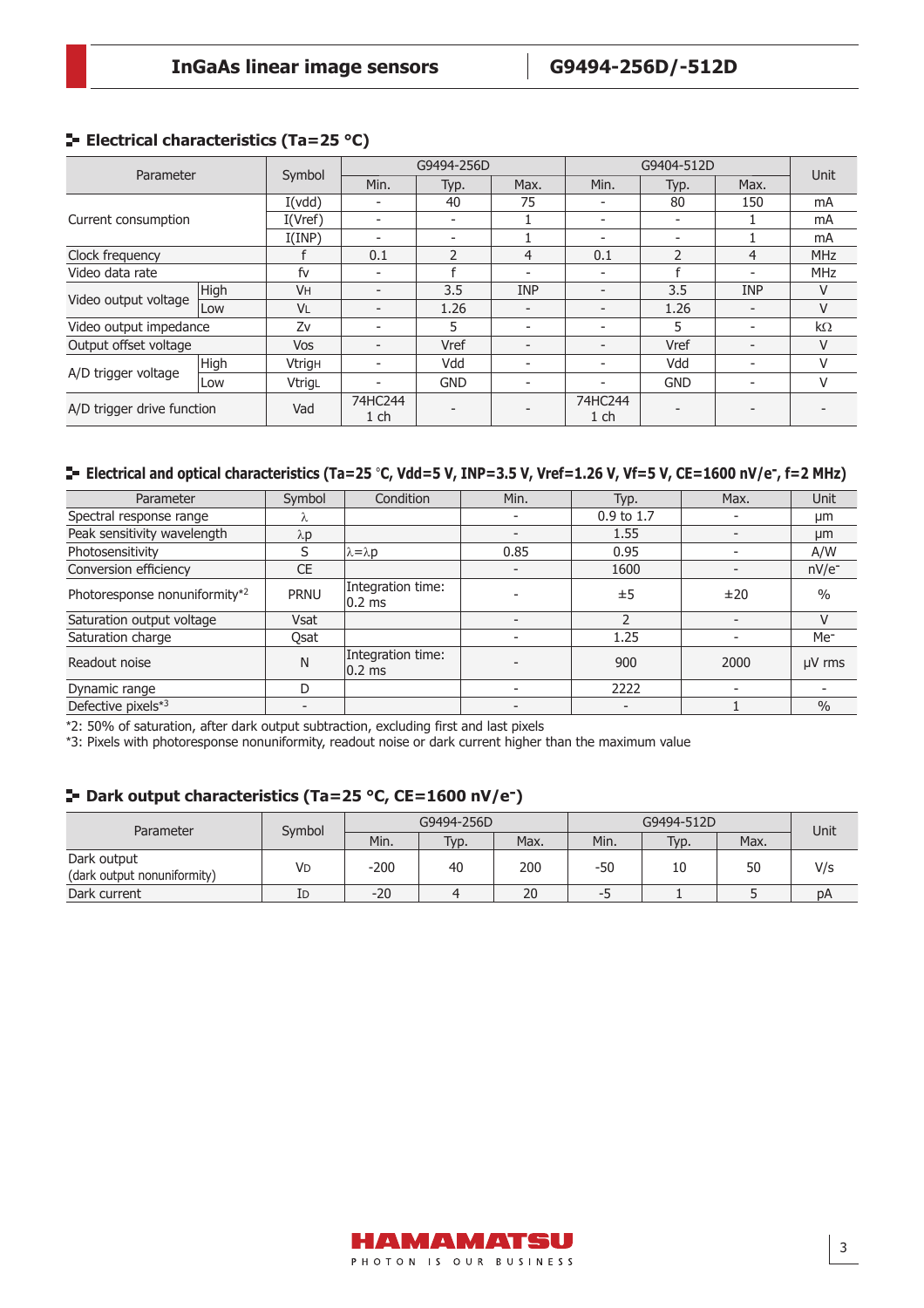## Electrical characteristics (Ta=25 °C)

| Parameter | | Symbol | G9494-256D | | | G9404-512D | | | Unit |
|---|---|---|---|---|---|---|---|---|---|
| | | | Min. | Typ. | Max. | Min. | Typ. | Max. | |
| Current consumption | | I(vdd) | - | 40 | 75 | - | 80 | 150 | mA |
| | | I(Vref) | - | - | 1 | - | - | 1 | mA |
| | | I(INP) | - | - | 1 | - | - | 1 | mA |
| Clock frequency | | f | 0.1 | 2 | 4 | 0.1 | 2 | 4 | MHz |
| Video data rate | | fv | - | f | - | - | f | - | MHz |
| Video output voltage | High | $V_H$ | - | 3.5 | INP | - | 3.5 | INP | V |
| | Low | $V_L$ | - | 1.26 | - | - | 1.26 | - | V |
| Video output impedance | | Zv | - | 5 | - | - | 5 | - | kΩ |
| Output offset voltage | | Vos | - | Vref | - | - | Vref | - | V |
| A/D trigger voltage | High | $Vtrig_H$ | - | Vdd | - | - | Vdd | - | V |
| | Low | $Vtrig_L$ | - | GND | - | - | GND | - | V |
| A/D trigger drive function | | Vad | 74HC244 1 ch | - | - | 74HC244 1 ch | - | - | - |

## Electrical and optical characteristics (Ta=25 °C, Vdd=5 V, INP=3.5 V, Vref=1.26 V, Vf=5 V, CE=1600 nV/e⁻, f=2 MHz)

| Parameter | Symbol | Condition | Min. | Typ. | Max. | Unit |
|---|---|---|---|---|---|---|
| Spectral response range | λ | | - | 0.9 to 1.7 | - | μm |
| Peak sensitivity wavelength | λp | | - | 1.55 | - | μm |
| Photosensitivity | S | λ=λp | 0.85 | 0.95 | - | A/W |
| Conversion efficiency | CE | | - | 1600 | - | nV/e⁻ |
| Photoresponse nonuniformity*2 | PRNU | Integration time: 0.2 ms | - | ±5 | ±20 | % |
| Saturation output voltage | Vsat | | - | 2 | - | V |
| Saturation charge | Qsat | | - | 1.25 | - | Me⁻ |
| Readout noise | N | Integration time: 0.2 ms | - | 900 | 2000 | μV rms |
| Dynamic range | D | | - | 2222 | - | - |
| Defective pixels*3 | - | | - | - | 1 | % |

*2: 50% of saturation, after dark output subtraction, excluding first and last pixels
*3: Pixels with photoresponse nonuniformity, readout noise or dark current higher than the maximum value

## Dark output characteristics (Ta=25 °C, CE=1600 nV/e⁻)

| Parameter | Symbol | G9494-256D | | | G9494-512D | | | Unit |
|---|---|---|---|---|---|---|---|---|
| | | Min. | Typ. | Max. | Min. | Typ. | Max. | |
| Dark output (dark output nonuniformity) | $V_D$ | -200 | 40 | 200 | -50 | 10 | 50 | V/s |
| Dark current | $I_D$ | -20 | 4 | 20 | -5 | 1 | 5 | pA |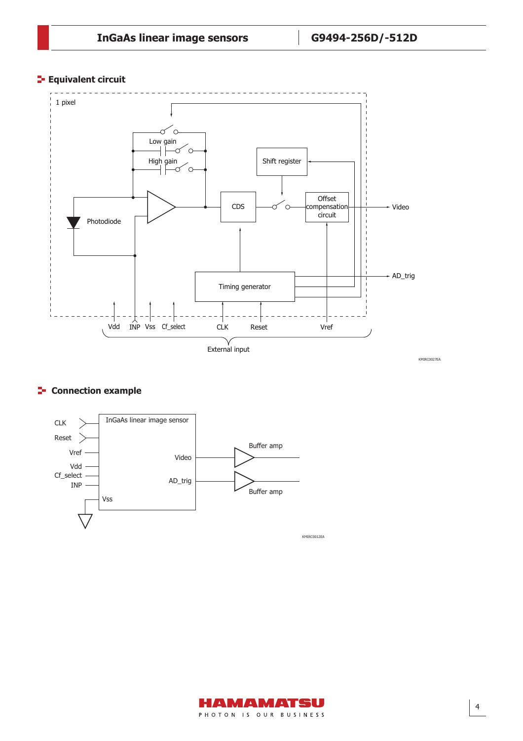## Equivalent circuit

1 pixel

Low gain

High gain

Shift register

Photodiode

CDS

Offset compensation circuit

Video

AD_trig

Timing generator

Vdd INP Vss Cf_select CLK Reset Vref

External input

KMIRC0027EA

## Connection example

CLK

Reset

Vref

Vdd

Cf_select

INP

InGaAs linear image sensor

Video

AD_trig

Vss

Buffer amp

Buffer amp

KMIRC0012EA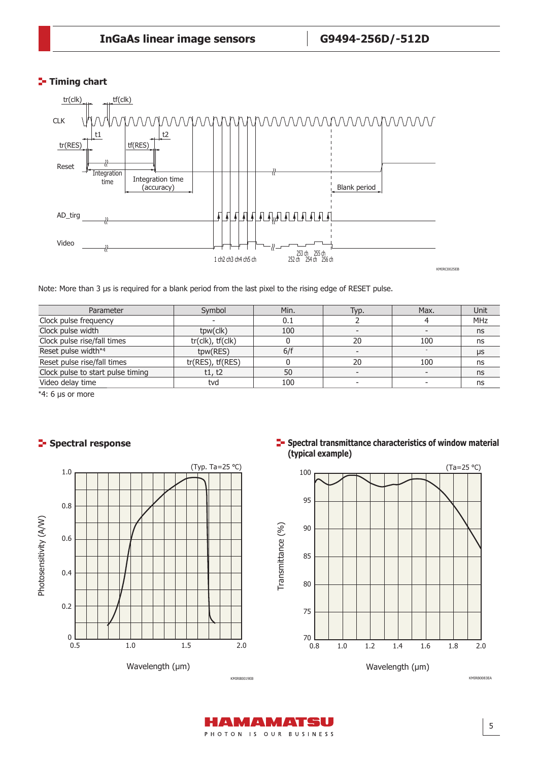## Timing chart

Note: More than 3 μs is required for a blank period from the last pixel to the rising edge of RESET pulse.

| Parameter | Symbol | Min. | Typ. | Max. | Unit |
|---|---|---|---|---|---|
| Clock pulse frequency | - | 0.1 | 2 | 4 | MHz |
| Clock pulse width | tpw(clk) | 100 | - | - | ns |
| Clock pulse rise/fall times | tr(clk), tf(clk) | 0 | 20 | 100 | ns |
| Reset pulse width*4 | tpw(RES) | 6/f | - | - | μs |
| Reset pulse rise/fall times | tr(RES), tf(RES) | 0 | 20 | 100 | ns |
| Clock pulse to start pulse timing | t1, t2 | 50 | - | - | ns |
| Video delay time | tvd | 100 | - | - | ns |

*4: 6 μs or more

## Spectral response

## Spectral transmittance characteristics of window material (typical example)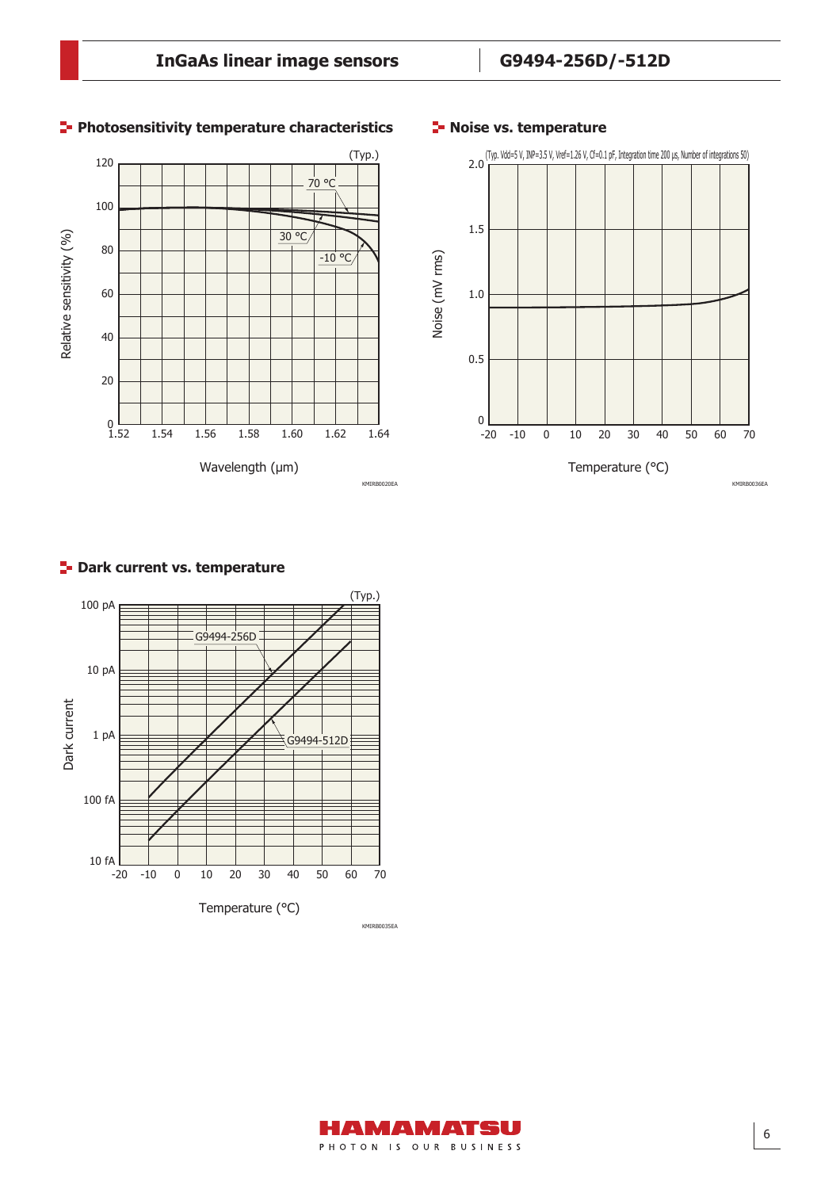## Photosensitivity temperature characteristics

(Typ.)

Relative sensitivity (%)

Wavelength (μm)

70 °C
30 °C
-10 °C

KMIRB0020EA

## Noise vs. temperature

(Typ. Vdd=5 V, INP=3.5 V, Vref=1.26 V, Cf=0.1 pF, Integration time 200 μs, Number of integrations 50)

Noise (mV rms)

Temperature (°C)

KMIRB0036EA

## Dark current vs. temperature

(Typ.)

Dark current

Temperature (°C)

G9494-256D
G9494-512D

KMIRB0035EA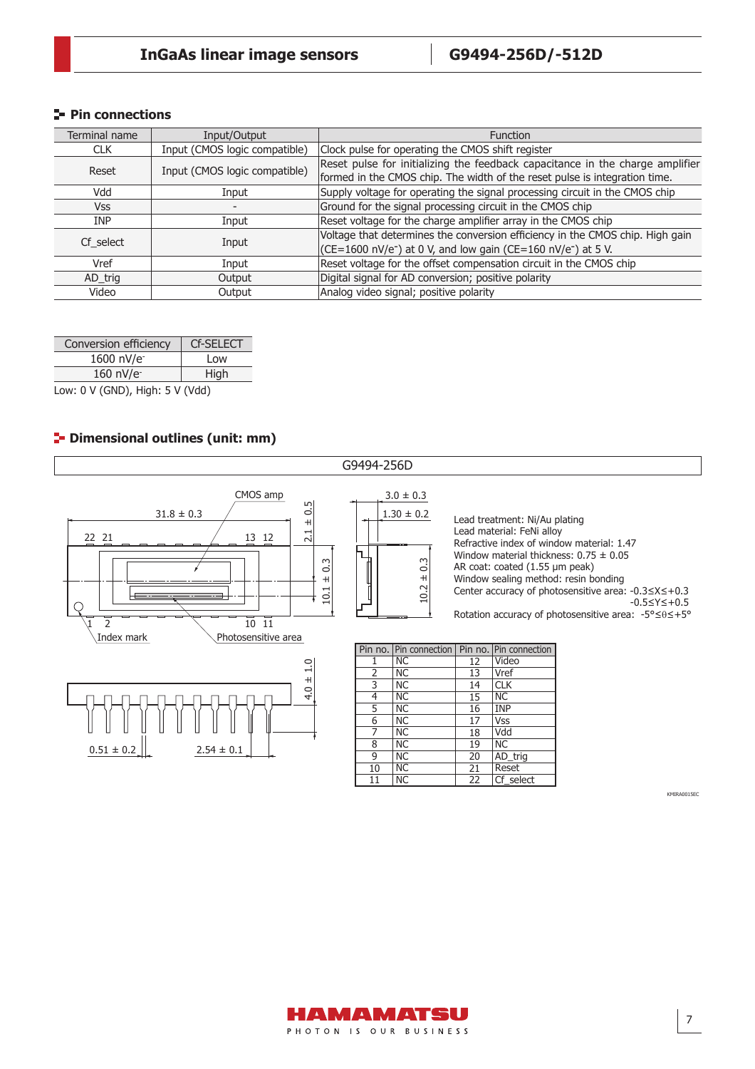## Pin connections

| Terminal name | Input/Output | Function |
|---|---|---|
| CLK | Input (CMOS logic compatible) | Clock pulse for operating the CMOS shift register |
| Reset | Input (CMOS logic compatible) | Reset pulse for initializing the feedback capacitance in the charge amplifier formed in the CMOS chip. The width of the reset pulse is integration time. |
| Vdd | Input | Supply voltage for operating the signal processing circuit in the CMOS chip |
| Vss | - | Ground for the signal processing circuit in the CMOS chip |
| INP | Input | Reset voltage for the charge amplifier array in the CMOS chip |
| Cf_select | Input | Voltage that determines the conversion efficiency in the CMOS chip. High gain (CE=1600 nV/e⁻) at 0 V, and low gain (CE=160 nV/e⁻) at 5 V. |
| Vref | Input | Reset voltage for the offset compensation circuit in the CMOS chip |
| AD_trig | Output | Digital signal for AD conversion; positive polarity |
| Video | Output | Analog video signal; positive polarity |

| Conversion efficiency | Cf-SELECT |
|---|---|
| 1600 nV/e⁻ | Low |
| 160 nV/e⁻ | High |

Low: 0 V (GND), High: 5 V (Vdd)

## Dimensional outlines (unit: mm)

G9494-256D

CMOS amp
31.8 ± 0.3
2.1 ± 0.5
22 21 13 12
10.1 ± 0.3
1 2 10 11
Index mark
Photosensitive area
3.0 ± 0.3
1.30 ± 0.2
10.2 ± 0.3
4.0 ± 1.0
0.51 ± 0.2
2.54 ± 0.1

Lead treatment: Ni/Au plating
Lead material: FeNi alloy
Refractive index of window material: 1.47
Window material thickness: 0.75 ± 0.05
AR coat: coated (1.55 μm peak)
Window sealing method: resin bonding
Center accuracy of photosensitive area: $-0.3 \leq X \leq +0.3$
$-0.5 \leq Y \leq +0.5$
Rotation accuracy of photosensitive area: $-5° \leq \theta \leq +5°$

| Pin no. | Pin connection | Pin no. | Pin connection |
|---|---|---|---|
| 1 | NC | 12 | Video |
| 2 | NC | 13 | Vref |
| 3 | NC | 14 | CLK |
| 4 | NC | 15 | NC |
| 5 | NC | 16 | INP |
| 6 | NC | 17 | Vss |
| 7 | NC | 18 | Vdd |
| 8 | NC | 19 | NC |
| 9 | NC | 20 | AD_trig |
| 10 | NC | 21 | Reset |
| 11 | NC | 22 | Cf_select |

KMIRA0015EC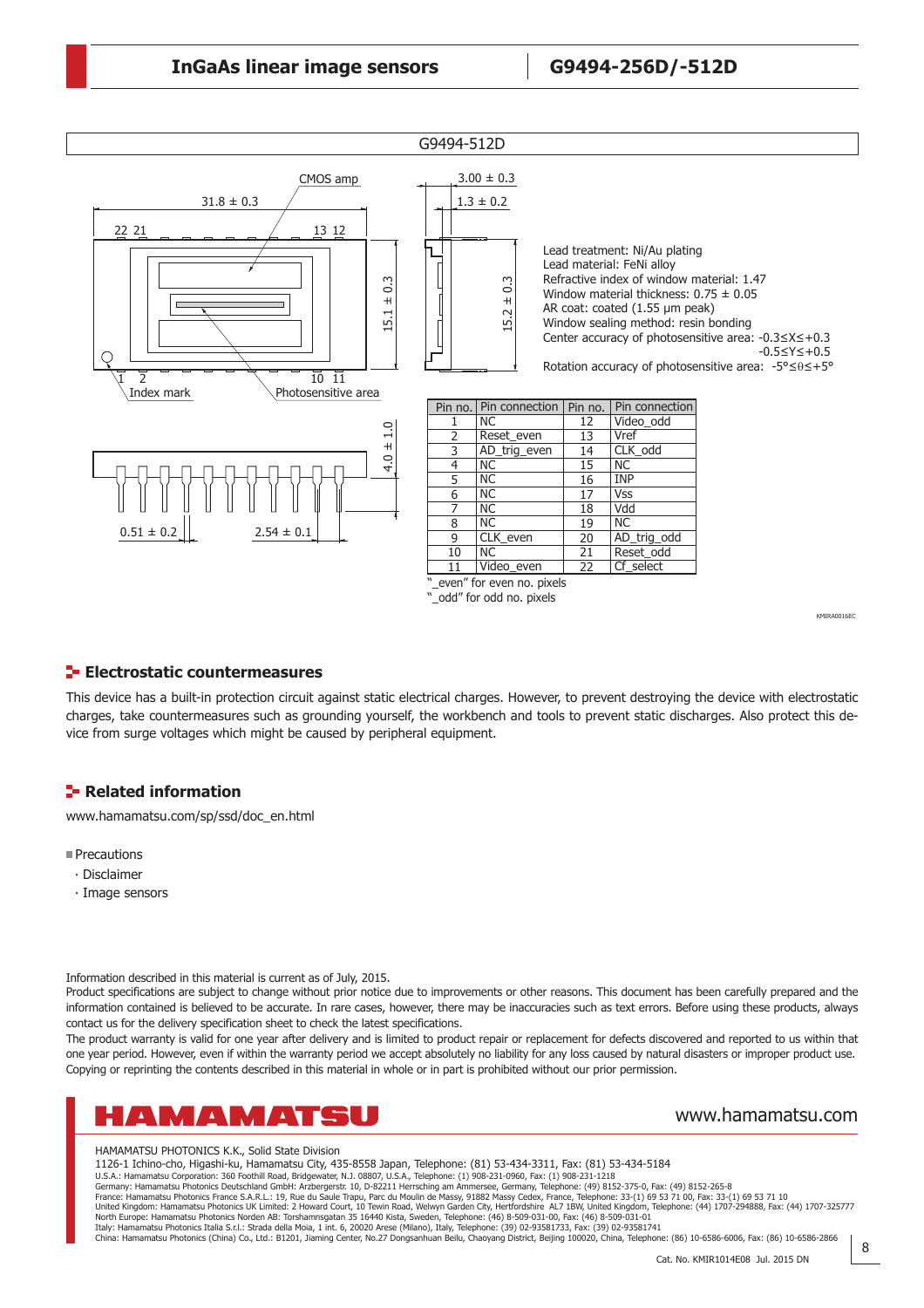G9494-512D

CMOS amp

31.8 ± 0.3

22 21

13 12

1 2

10 11

Index mark

Photosensitive area

15.1 ± 0.3

3.00 ± 0.3

1.3 ± 0.2

15.2 ± 0.3

4.0 ± 1.0

0.51 ± 0.2

2.54 ± 0.1

Lead treatment: Ni/Au plating
Lead material: FeNi alloy
Refractive index of window material: 1.47
Window material thickness: 0.75 ± 0.05
AR coat: coated (1.55 μm peak)
Window sealing method: resin bonding
Center accuracy of photosensitive area: $-0.3 \leq X \leq +0.3$
$-0.5 \leq Y \leq +0.5$
Rotation accuracy of photosensitive area: $-5° \leq \theta \leq +5°$

| Pin no. | Pin connection | Pin no. | Pin connection |
|---|---|---|---|
| 1 | NC | 12 | Video_odd |
| 2 | Reset_even | 13 | Vref |
| 3 | AD_trig_even | 14 | CLK_odd |
| 4 | NC | 15 | NC |
| 5 | NC | 16 | INP |
| 6 | NC | 17 | Vss |
| 7 | NC | 18 | Vdd |
| 8 | NC | 19 | NC |
| 9 | CLK_even | 20 | AD_trig_odd |
| 10 | NC | 21 | Reset_odd |
| 11 | Video_even | 22 | Cf_select |

"_even" for even no. pixels
"_odd" for odd no. pixels

KMIRA0016EC

## Electrostatic countermeasures

This device has a built-in protection circuit against static electrical charges. However, to prevent destroying the device with electrostatic charges, take countermeasures such as grounding yourself, the workbench and tools to prevent static discharges. Also protect this device from surge voltages which might be caused by peripheral equipment.

## Related information

www.hamamatsu.com/sp/ssd/doc_en.html

- Precautions
  - · Disclaimer
  - · Image sensors

Information described in this material is current as of July, 2015.
Product specifications are subject to change without prior notice due to improvements or other reasons. This document has been carefully prepared and the information contained is believed to be accurate. In rare cases, however, there may be inaccuracies such as text errors. Before using these products, always contact us for the delivery specification sheet to check the latest specifications.
The product warranty is valid for one year after delivery and is limited to product repair or replacement for defects discovered and reported to us within that one year period. However, even if within the warranty period we accept absolutely no liability for any loss caused by natural disasters or improper product use.
Copying or reprinting the contents described in this material in whole or in part is prohibited without our prior permission.

HAMAMATSU

www.hamamatsu.com

HAMAMATSU PHOTONICS K.K., Solid State Division
1126-1 Ichino-cho, Higashi-ku, Hamamatsu City, 435-8558 Japan, Telephone: (81) 53-434-3311, Fax: (81) 53-434-5184
U.S.A.: Hamamatsu Corporation: 360 Foothill Road, Bridgewater, N.J. 08807, U.S.A., Telephone: (1) 908-231-0960, Fax: (1) 908-231-1218
Germany: Hamamatsu Photonics Deutschland GmbH: Arzbergerstr. 10, D-82211 Herrsching am Ammersee, Germany, Telephone: (49) 8152-375-0, Fax: (49) 8152-265-8
France: Hamamatsu Photonics France S.A.R.L.: 19, Rue du Saule Trapu, Parc du Moulin de Massy, 91882 Massy Cedex, France, Telephone: 33-(1) 69 53 71 00, Fax: 33-(1) 69 53 71 10
United Kingdom: Hamamatsu Photonics UK Limited: 2 Howard Court, 10 Tewin Road, Welwyn Garden City, Hertfordshire AL7 1BW, United Kingdom, Telephone: (44) 1707-294888, Fax: (44) 1707-325777
North Europe: Hamamatsu Photonics Norden AB: Torshamnsgatan 35 16440 Kista, Sweden, Telephone: (46) 8-509-031-00, Fax: (46) 8-509-031-01
Italy: Hamamatsu Photonics Italia S.r.l.: Strada della Moia, 1 int. 6, 20020 Arese (Milano), Italy, Telephone: (39) 02-93581733, Fax: (39) 02-93581741
China: Hamamatsu Photonics (China) Co., Ltd.: B1201, Jiaming Center, No.27 Dongsanhuan Beilu, Chaoyang District, Beijing 100020, China, Telephone: (86) 10-6586-6006, Fax: (86) 10-6586-2866

Cat. No. KMIR1014E08 Jul. 2015 DN